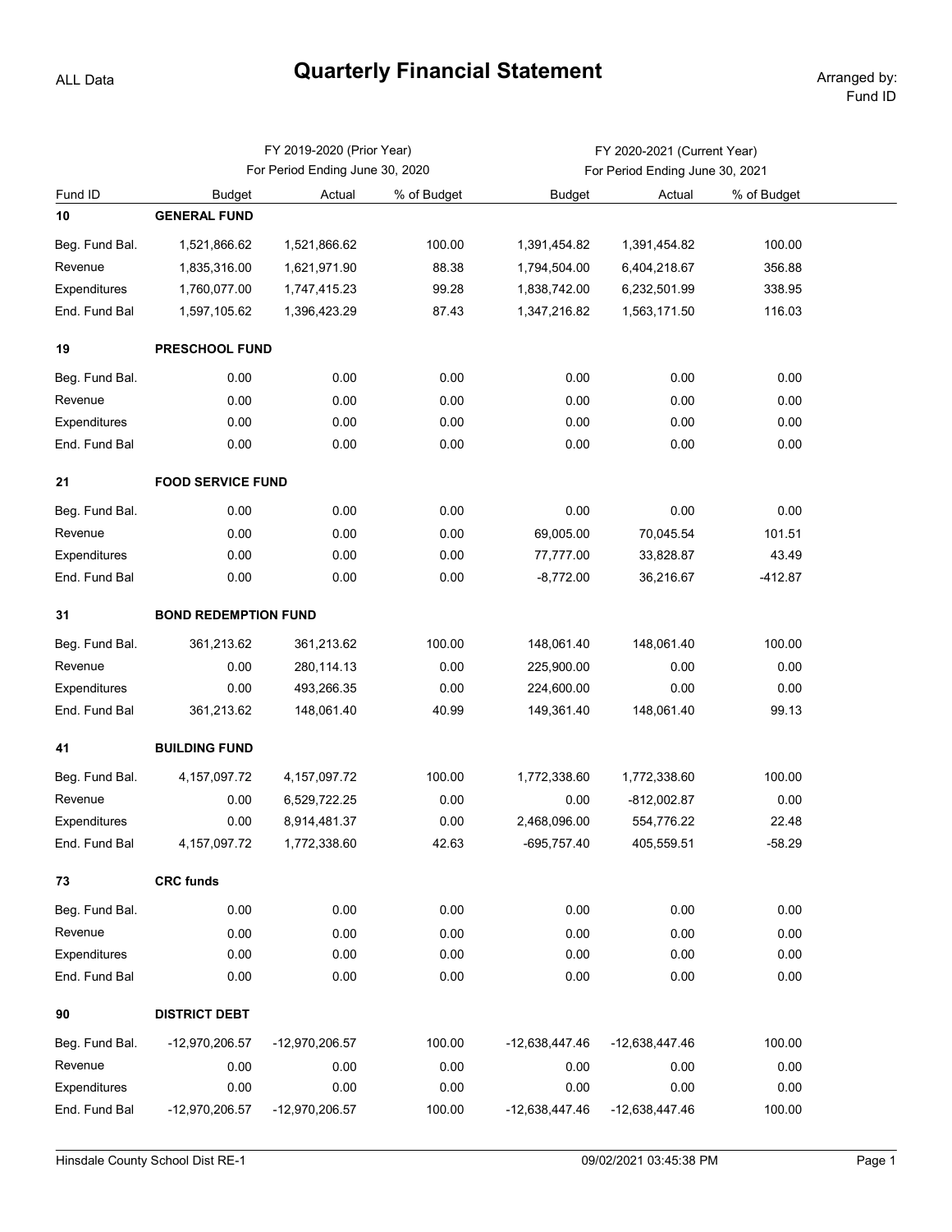ALL Data

# Quarterly Financial Statement

Arranged by: Fund ID

| Fund ID | FY 2019-2020 (Prior Year) For Period Ending June 30, 2020 | | | FY 2020-2021 (Current Year) For Period Ending June 30, 2021 | | |
|---|---|---|---|---|---|---|
| | Budget | Actual | % of Budget | Budget | Actual | % of Budget |
| **10** | **GENERAL FUND** | | | | | |
| Beg. Fund Bal. | 1,521,866.62 | 1,521,866.62 | 100.00 | 1,391,454.82 | 1,391,454.82 | 100.00 |
| Revenue | 1,835,316.00 | 1,621,971.90 | 88.38 | 1,794,504.00 | 6,404,218.67 | 356.88 |
| Expenditures | 1,760,077.00 | 1,747,415.23 | 99.28 | 1,838,742.00 | 6,232,501.99 | 338.95 |
| End. Fund Bal | 1,597,105.62 | 1,396,423.29 | 87.43 | 1,347,216.82 | 1,563,171.50 | 116.03 |
| **19** | **PRESCHOOL FUND** | | | | | |
| Beg. Fund Bal. | 0.00 | 0.00 | 0.00 | 0.00 | 0.00 | 0.00 |
| Revenue | 0.00 | 0.00 | 0.00 | 0.00 | 0.00 | 0.00 |
| Expenditures | 0.00 | 0.00 | 0.00 | 0.00 | 0.00 | 0.00 |
| End. Fund Bal | 0.00 | 0.00 | 0.00 | 0.00 | 0.00 | 0.00 |
| **21** | **FOOD SERVICE FUND** | | | | | |
| Beg. Fund Bal. | 0.00 | 0.00 | 0.00 | 0.00 | 0.00 | 0.00 |
| Revenue | 0.00 | 0.00 | 0.00 | 69,005.00 | 70,045.54 | 101.51 |
| Expenditures | 0.00 | 0.00 | 0.00 | 77,777.00 | 33,828.87 | 43.49 |
| End. Fund Bal | 0.00 | 0.00 | 0.00 | -8,772.00 | 36,216.67 | -412.87 |
| **31** | **BOND REDEMPTION FUND** | | | | | |
| Beg. Fund Bal. | 361,213.62 | 361,213.62 | 100.00 | 148,061.40 | 148,061.40 | 100.00 |
| Revenue | 0.00 | 280,114.13 | 0.00 | 225,900.00 | 0.00 | 0.00 |
| Expenditures | 0.00 | 493,266.35 | 0.00 | 224,600.00 | 0.00 | 0.00 |
| End. Fund Bal | 361,213.62 | 148,061.40 | 40.99 | 149,361.40 | 148,061.40 | 99.13 |
| **41** | **BUILDING FUND** | | | | | |
| Beg. Fund Bal. | 4,157,097.72 | 4,157,097.72 | 100.00 | 1,772,338.60 | 1,772,338.60 | 100.00 |
| Revenue | 0.00 | 6,529,722.25 | 0.00 | 0.00 | -812,002.87 | 0.00 |
| Expenditures | 0.00 | 8,914,481.37 | 0.00 | 2,468,096.00 | 554,776.22 | 22.48 |
| End. Fund Bal | 4,157,097.72 | 1,772,338.60 | 42.63 | -695,757.40 | 405,559.51 | -58.29 |
| **73** | **CRC funds** | | | | | |
| Beg. Fund Bal. | 0.00 | 0.00 | 0.00 | 0.00 | 0.00 | 0.00 |
| Revenue | 0.00 | 0.00 | 0.00 | 0.00 | 0.00 | 0.00 |
| Expenditures | 0.00 | 0.00 | 0.00 | 0.00 | 0.00 | 0.00 |
| End. Fund Bal | 0.00 | 0.00 | 0.00 | 0.00 | 0.00 | 0.00 |
| **90** | **DISTRICT DEBT** | | | | | |
| Beg. Fund Bal. | -12,970,206.57 | -12,970,206.57 | 100.00 | -12,638,447.46 | -12,638,447.46 | 100.00 |
| Revenue | 0.00 | 0.00 | 0.00 | 0.00 | 0.00 | 0.00 |
| Expenditures | 0.00 | 0.00 | 0.00 | 0.00 | 0.00 | 0.00 |
| End. Fund Bal | -12,970,206.57 | -12,970,206.57 | 100.00 | -12,638,447.46 | -12,638,447.46 | 100.00 |

Hinsdale County School Dist RE-1 — 09/02/2021 03:45:38 PM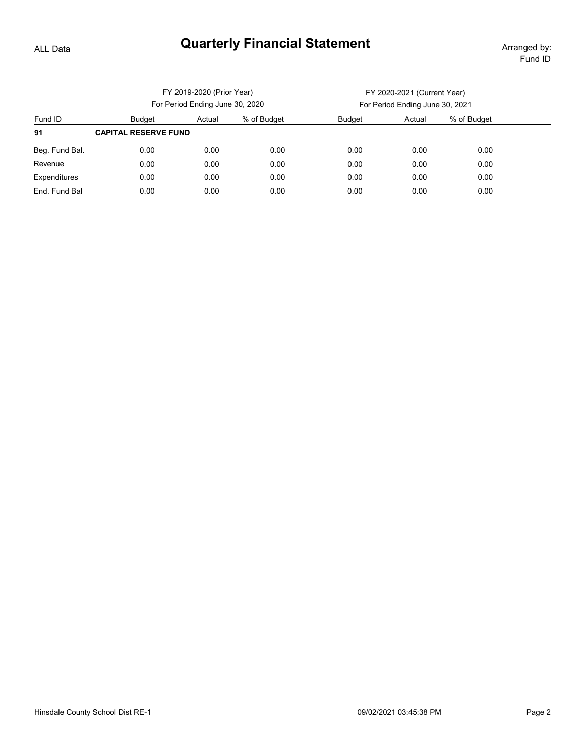# Quarterly Financial Statement

ALL Data

Arranged by: Fund ID

| | FY 2019-2020 (Prior Year) For Period Ending June 30, 2020 | | | FY 2020-2021 (Current Year) For Period Ending June 30, 2021 | | |
|---|---|---|---|---|---|---|
| Fund ID | Budget | Actual | % of Budget | Budget | Actual | % of Budget |
| **91** | **CAPITAL RESERVE FUND** | | | | | |
| Beg. Fund Bal. | 0.00 | 0.00 | 0.00 | 0.00 | 0.00 | 0.00 |
| Revenue | 0.00 | 0.00 | 0.00 | 0.00 | 0.00 | 0.00 |
| Expenditures | 0.00 | 0.00 | 0.00 | 0.00 | 0.00 | 0.00 |
| End. Fund Bal | 0.00 | 0.00 | 0.00 | 0.00 | 0.00 | 0.00 |

Hinsdale County School Dist RE-1 09/02/2021 03:45:38 PM